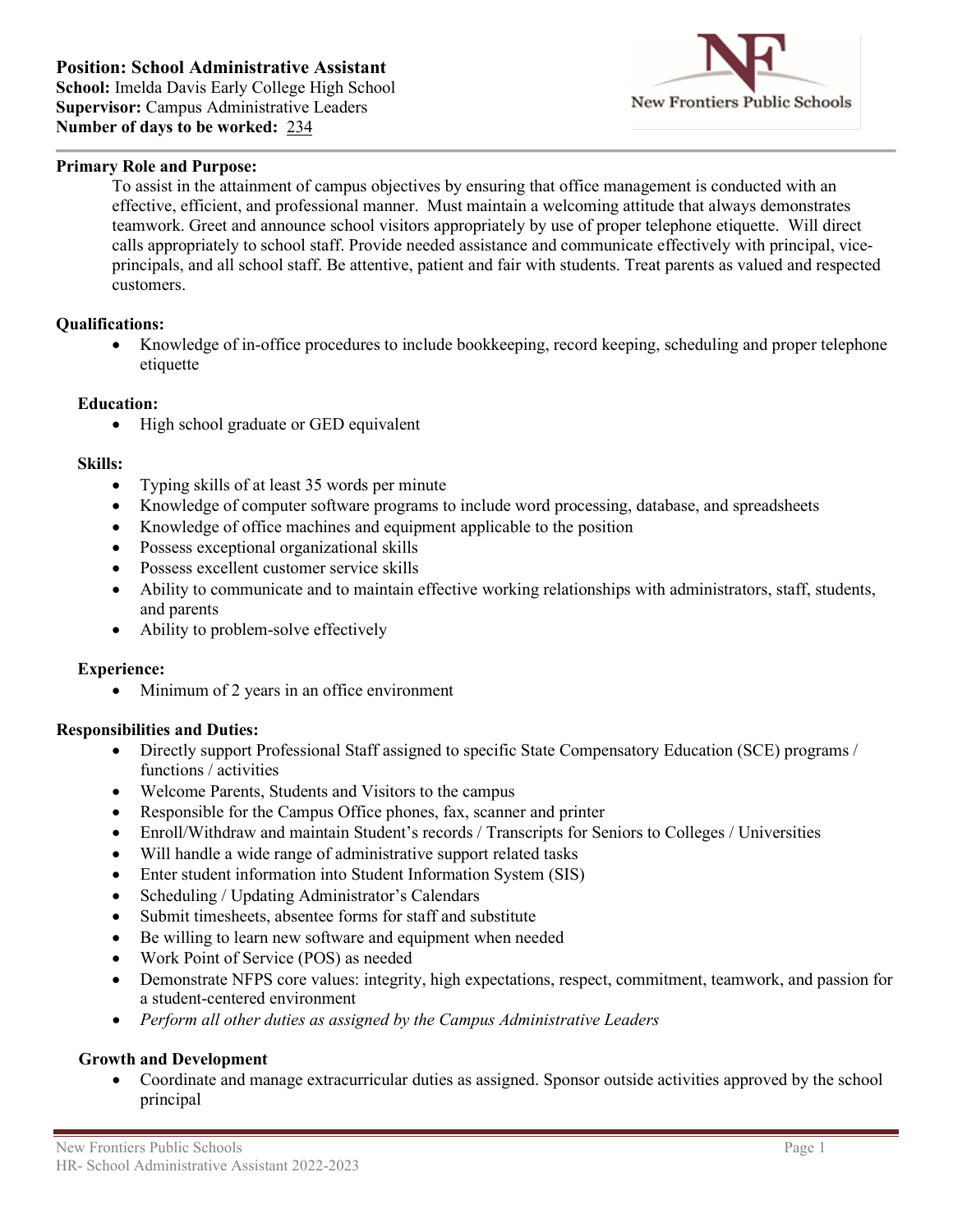**Position: School Administrative Assistant**
**School:** Imelda Davis Early College High School
**Supervisor:** Campus Administrative Leaders
**Number of days to be worked:** 234

New Frontiers Public Schools

**Primary Role and Purpose:**

To assist in the attainment of campus objectives by ensuring that office management is conducted with an effective, efficient, and professional manner. Must maintain a welcoming attitude that always demonstrates teamwork. Greet and announce school visitors appropriately by use of proper telephone etiquette. Will direct calls appropriately to school staff. Provide needed assistance and communicate effectively with principal, vice-principals, and all school staff. Be attentive, patient and fair with students. Treat parents as valued and respected customers.

**Qualifications:**

- Knowledge of in-office procedures to include bookkeeping, record keeping, scheduling and proper telephone etiquette

**Education:**

- High school graduate or GED equivalent

**Skills:**

- Typing skills of at least 35 words per minute
- Knowledge of computer software programs to include word processing, database, and spreadsheets
- Knowledge of office machines and equipment applicable to the position
- Possess exceptional organizational skills
- Possess excellent customer service skills
- Ability to communicate and to maintain effective working relationships with administrators, staff, students, and parents
- Ability to problem-solve effectively

**Experience:**

- Minimum of 2 years in an office environment

**Responsibilities and Duties:**

- Directly support Professional Staff assigned to specific State Compensatory Education (SCE) programs / functions / activities
- Welcome Parents, Students and Visitors to the campus
- Responsible for the Campus Office phones, fax, scanner and printer
- Enroll/Withdraw and maintain Student's records / Transcripts for Seniors to Colleges / Universities
- Will handle a wide range of administrative support related tasks
- Enter student information into Student Information System (SIS)
- Scheduling / Updating Administrator's Calendars
- Submit timesheets, absentee forms for staff and substitute
- Be willing to learn new software and equipment when needed
- Work Point of Service (POS) as needed
- Demonstrate NFPS core values: integrity, high expectations, respect, commitment, teamwork, and passion for a student-centered environment
- *Perform all other duties as assigned by the Campus Administrative Leaders*

**Growth and Development**

- Coordinate and manage extracurricular duties as assigned. Sponsor outside activities approved by the school principal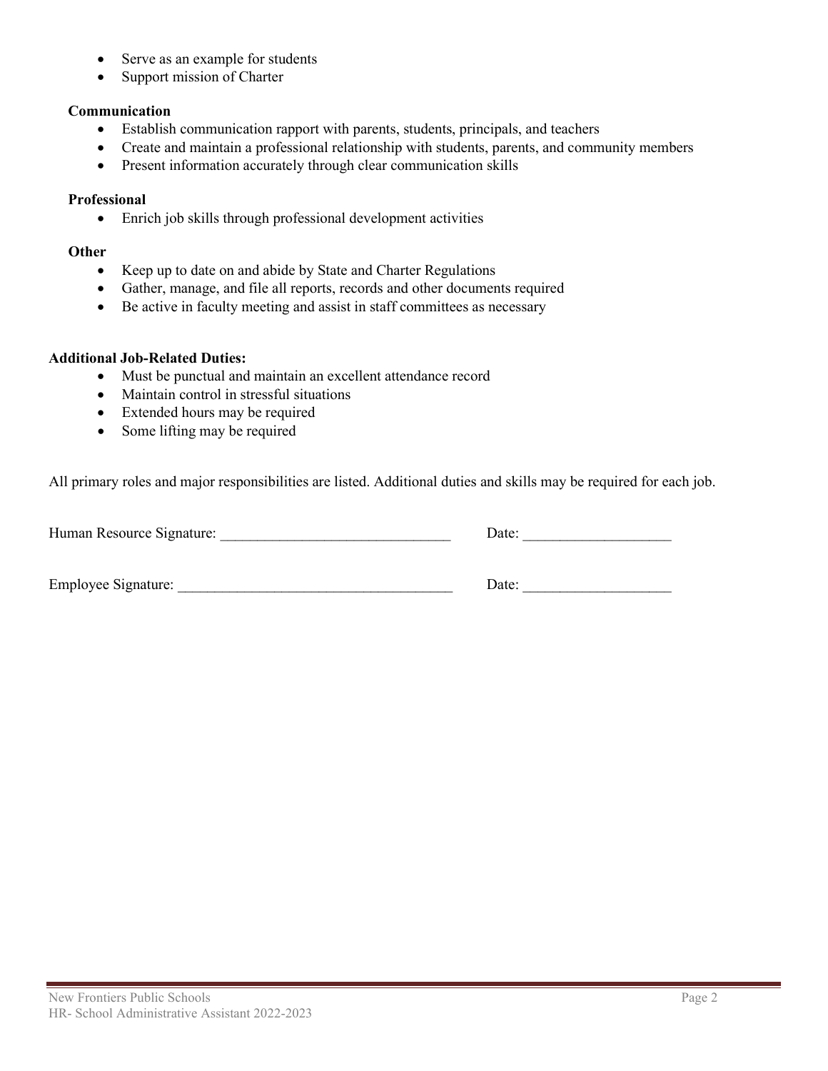- Serve as an example for students
- Support mission of Charter

**Communication**

- Establish communication rapport with parents, students, principals, and teachers
- Create and maintain a professional relationship with students, parents, and community members
- Present information accurately through clear communication skills

**Professional**

- Enrich job skills through professional development activities

**Other**

- Keep up to date on and abide by State and Charter Regulations
- Gather, manage, and file all reports, records and other documents required
- Be active in faculty meeting and assist in staff committees as necessary

**Additional Job-Related Duties:**

- Must be punctual and maintain an excellent attendance record
- Maintain control in stressful situations
- Extended hours may be required
- Some lifting may be required

All primary roles and major responsibilities are listed. Additional duties and skills may be required for each job.

Human Resource Signature: _______________________________ Date: ____________________

Employee Signature: _____________________________________ Date: ____________________